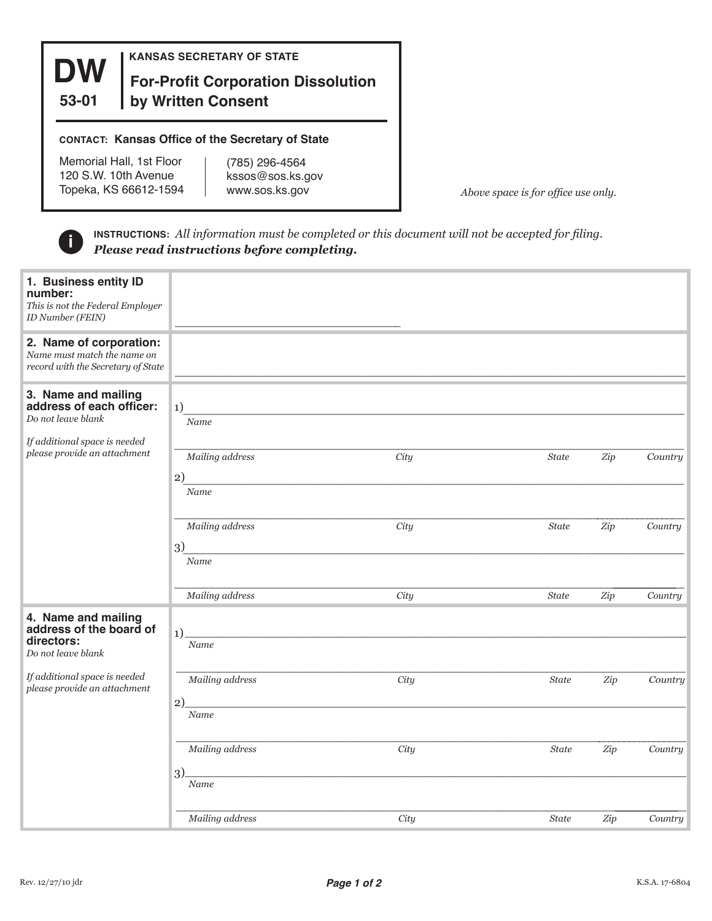# DW 53-01

**KANSAS SECRETARY OF STATE**

## For-Profit Corporation Dissolution by Written Consent

**CONTACT: Kansas Office of the Secretary of State**

Memorial Hall, 1st Floor
120 S.W. 10th Avenue
Topeka, KS 66612-1594

(785) 296-4564
kssos@sos.ks.gov
www.sos.ks.gov

*Above space is for office use only.*

**INSTRUCTIONS:** *All information must be completed or this document will not be accepted for filing.* ***Please read instructions before completing.***

**1. Business entity ID number:**
*This is not the Federal Employer ID Number (FEIN)*

\_\_\_\_\_\_\_\_\_\_\_\_\_\_\_\_\_\_\_\_\_\_\_\_\_\_\_\_\_\_\_\_\_\_

**2. Name of corporation:**
*Name must match the name on record with the Secretary of State*

\_\_\_\_\_\_\_\_\_\_\_\_\_\_\_\_\_\_\_\_\_\_\_\_\_\_\_\_\_\_\_\_\_\_\_\_\_\_\_\_\_\_\_\_\_\_\_\_\_\_\_\_\_\_\_\_\_\_\_\_\_\_\_\_

**3. Name and mailing address of each officer:**
*Do not leave blank*

*If additional space is needed please provide an attachment*

1) \_\_\_\_\_\_\_\_\_\_\_\_\_\_\_\_\_\_\_\_\_\_\_\_\_\_\_\_\_\_\_\_\_\_\_\_\_\_\_\_\_\_\_\_\_\_\_\_\_\_\_\_\_\_\_\_\_\_\_\_
*Name*

\_\_\_\_\_\_\_\_\_\_\_\_\_\_\_\_\_\_\_\_\_\_\_\_\_\_\_\_\_\_\_\_\_\_\_\_\_\_\_\_\_\_\_\_\_\_\_\_\_\_\_\_\_\_\_\_\_\_\_\_\_\_\_\_
*Mailing address* | *City* | *State* | *Zip* | *Country*

2) \_\_\_\_\_\_\_\_\_\_\_\_\_\_\_\_\_\_\_\_\_\_\_\_\_\_\_\_\_\_\_\_\_\_\_\_\_\_\_\_\_\_\_\_\_\_\_\_\_\_\_\_\_\_\_\_\_\_\_\_
*Name*

\_\_\_\_\_\_\_\_\_\_\_\_\_\_\_\_\_\_\_\_\_\_\_\_\_\_\_\_\_\_\_\_\_\_\_\_\_\_\_\_\_\_\_\_\_\_\_\_\_\_\_\_\_\_\_\_\_\_\_\_\_\_\_\_
*Mailing address* | *City* | *State* | *Zip* | *Country*

3) \_\_\_\_\_\_\_\_\_\_\_\_\_\_\_\_\_\_\_\_\_\_\_\_\_\_\_\_\_\_\_\_\_\_\_\_\_\_\_\_\_\_\_\_\_\_\_\_\_\_\_\_\_\_\_\_\_\_\_\_
*Name*

\_\_\_\_\_\_\_\_\_\_\_\_\_\_\_\_\_\_\_\_\_\_\_\_\_\_\_\_\_\_\_\_\_\_\_\_\_\_\_\_\_\_\_\_\_\_\_\_\_\_\_\_\_\_\_\_\_\_\_\_\_\_\_\_
*Mailing address* | *City* | *State* | *Zip* | *Country*

**4. Name and mailing address of the board of directors:**
*Do not leave blank*

*If additional space is needed please provide an attachment*

1) \_\_\_\_\_\_\_\_\_\_\_\_\_\_\_\_\_\_\_\_\_\_\_\_\_\_\_\_\_\_\_\_\_\_\_\_\_\_\_\_\_\_\_\_\_\_\_\_\_\_\_\_\_\_\_\_\_\_\_\_
*Name*

\_\_\_\_\_\_\_\_\_\_\_\_\_\_\_\_\_\_\_\_\_\_\_\_\_\_\_\_\_\_\_\_\_\_\_\_\_\_\_\_\_\_\_\_\_\_\_\_\_\_\_\_\_\_\_\_\_\_\_\_\_\_\_\_
*Mailing address* | *City* | *State* | *Zip* | *Country*

2) \_\_\_\_\_\_\_\_\_\_\_\_\_\_\_\_\_\_\_\_\_\_\_\_\_\_\_\_\_\_\_\_\_\_\_\_\_\_\_\_\_\_\_\_\_\_\_\_\_\_\_\_\_\_\_\_\_\_\_\_
*Name*

\_\_\_\_\_\_\_\_\_\_\_\_\_\_\_\_\_\_\_\_\_\_\_\_\_\_\_\_\_\_\_\_\_\_\_\_\_\_\_\_\_\_\_\_\_\_\_\_\_\_\_\_\_\_\_\_\_\_\_\_\_\_\_\_
*Mailing address* | *City* | *State* | *Zip* | *Country*

3) \_\_\_\_\_\_\_\_\_\_\_\_\_\_\_\_\_\_\_\_\_\_\_\_\_\_\_\_\_\_\_\_\_\_\_\_\_\_\_\_\_\_\_\_\_\_\_\_\_\_\_\_\_\_\_\_\_\_\_\_
*Name*

\_\_\_\_\_\_\_\_\_\_\_\_\_\_\_\_\_\_\_\_\_\_\_\_\_\_\_\_\_\_\_\_\_\_\_\_\_\_\_\_\_\_\_\_\_\_\_\_\_\_\_\_\_\_\_\_\_\_\_\_\_\_\_\_
*Mailing address* | *City* | *State* | *Zip* | *Country*

Rev. 12/27/10 jdr

K.S.A. 17-6804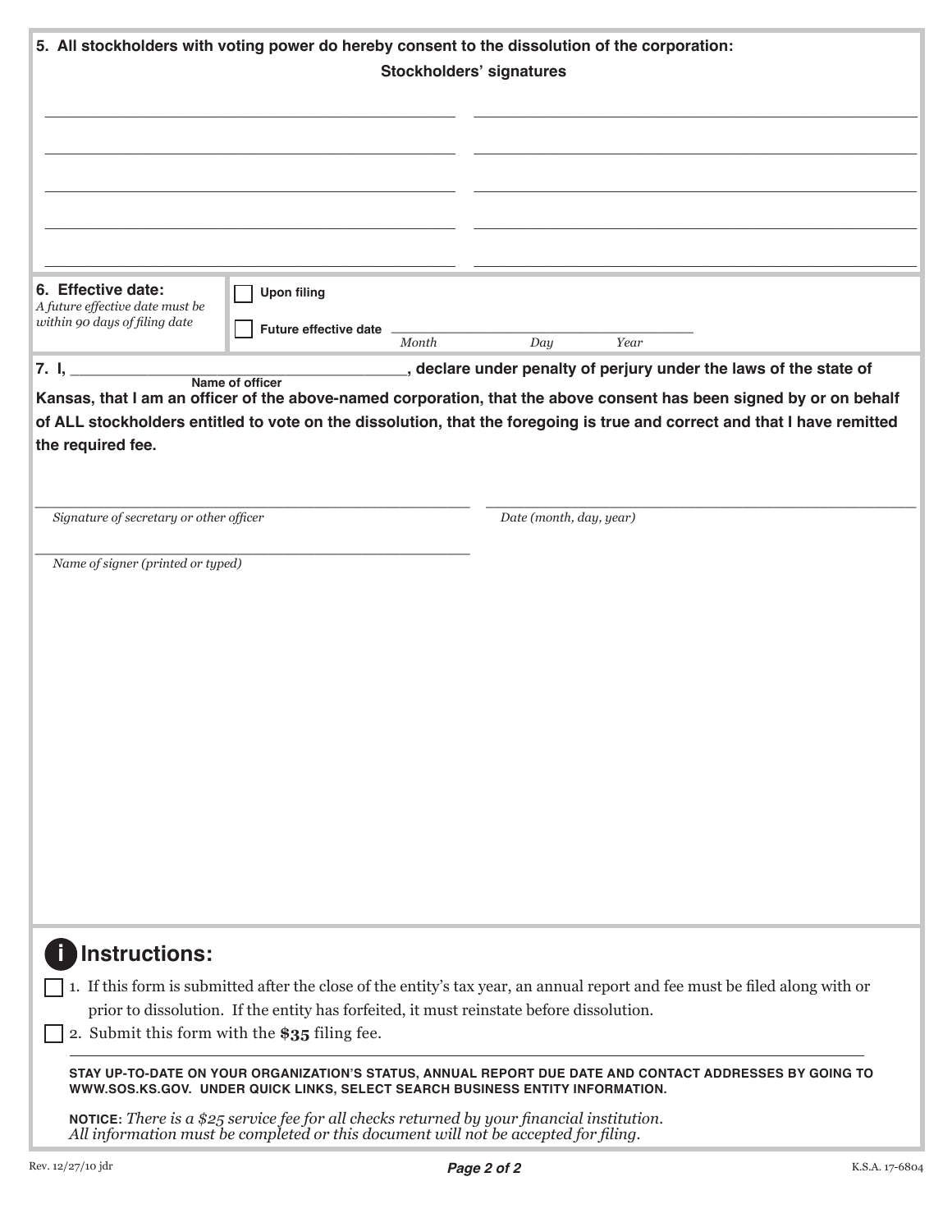**5. All stockholders with voting power do hereby consent to the dissolution of the corporation:**

**Stockholders' signatures**

\_\_\_\_\_\_\_\_\_\_\_\_\_\_\_\_\_\_\_\_\_\_\_\_\_\_\_\_\_\_\_\_\_\_\_\_\_\_ \_\_\_\_\_\_\_\_\_\_\_\_\_\_\_\_\_\_\_\_\_\_\_\_\_\_\_\_\_\_\_\_\_\_\_\_\_\_

\_\_\_\_\_\_\_\_\_\_\_\_\_\_\_\_\_\_\_\_\_\_\_\_\_\_\_\_\_\_\_\_\_\_\_\_\_\_ \_\_\_\_\_\_\_\_\_\_\_\_\_\_\_\_\_\_\_\_\_\_\_\_\_\_\_\_\_\_\_\_\_\_\_\_\_\_

\_\_\_\_\_\_\_\_\_\_\_\_\_\_\_\_\_\_\_\_\_\_\_\_\_\_\_\_\_\_\_\_\_\_\_\_\_\_ \_\_\_\_\_\_\_\_\_\_\_\_\_\_\_\_\_\_\_\_\_\_\_\_\_\_\_\_\_\_\_\_\_\_\_\_\_\_

\_\_\_\_\_\_\_\_\_\_\_\_\_\_\_\_\_\_\_\_\_\_\_\_\_\_\_\_\_\_\_\_\_\_\_\_\_\_ \_\_\_\_\_\_\_\_\_\_\_\_\_\_\_\_\_\_\_\_\_\_\_\_\_\_\_\_\_\_\_\_\_\_\_\_\_\_

\_\_\_\_\_\_\_\_\_\_\_\_\_\_\_\_\_\_\_\_\_\_\_\_\_\_\_\_\_\_\_\_\_\_\_\_\_\_ \_\_\_\_\_\_\_\_\_\_\_\_\_\_\_\_\_\_\_\_\_\_\_\_\_\_\_\_\_\_\_\_\_\_\_\_\_\_

**6. Effective date:**
*A future effective date must be within 90 days of filing date*

☐ **Upon filing**

☐ **Future effective date** \_\_\_\_\_\_\_\_\_\_\_\_\_\_\_\_\_\_\_\_\_\_\_\_\_\_\_\_\_\_
*Month* *Day* *Year*

**7. I, \_\_\_\_\_\_\_\_\_\_\_\_\_\_\_\_\_\_\_\_\_\_\_\_\_\_\_\_\_\_, declare under penalty of perjury under the laws of the state of**
**Name of officer**
**Kansas, that I am an officer of the above-named corporation, that the above consent has been signed by or on behalf of ALL stockholders entitled to vote on the dissolution, that the foregoing is true and correct and that I have remitted the required fee.**

\_\_\_\_\_\_\_\_\_\_\_\_\_\_\_\_\_\_\_\_\_\_\_\_\_\_\_\_\_\_\_\_\_\_\_\_\_\_ \_\_\_\_\_\_\_\_\_\_\_\_\_\_\_\_\_\_\_\_\_\_\_\_\_\_\_\_\_\_\_\_\_\_\_\_\_\_
*Signature of secretary or other officer* *Date (month, day, year)*

\_\_\_\_\_\_\_\_\_\_\_\_\_\_\_\_\_\_\_\_\_\_\_\_\_\_\_\_\_\_\_\_\_\_\_\_\_\_
*Name of signer (printed or typed)*

## Instructions:

☐ 1. If this form is submitted after the close of the entity's tax year, an annual report and fee must be filed along with or prior to dissolution. If the entity has forfeited, it must reinstate before dissolution.

☐ 2. Submit this form with the **$35** filing fee.

**STAY UP-TO-DATE ON YOUR ORGANIZATION'S STATUS, ANNUAL REPORT DUE DATE AND CONTACT ADDRESSES BY GOING TO WWW.SOS.KS.GOV. UNDER QUICK LINKS, SELECT SEARCH BUSINESS ENTITY INFORMATION.**

**NOTICE:** *There is a $25 service fee for all checks returned by your financial institution. All information must be completed or this document will not be accepted for filing.*

Rev. 12/27/10 jdr

K.S.A. 17-6804